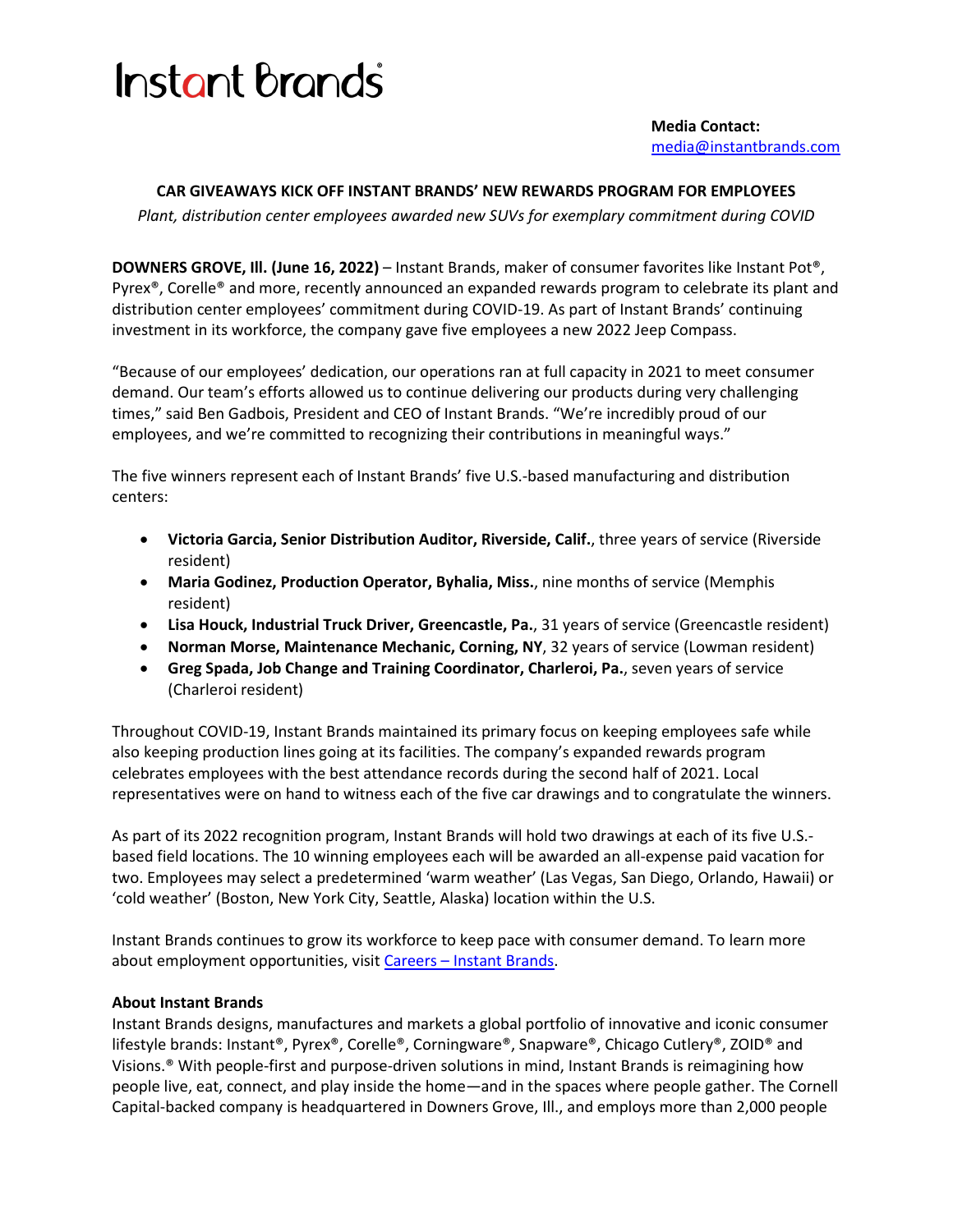# Instant Brands®

**Media Contact:**
media@instantbrands.com

**CAR GIVEAWAYS KICK OFF INSTANT BRANDS' NEW REWARDS PROGRAM FOR EMPLOYEES**

*Plant, distribution center employees awarded new SUVs for exemplary commitment during COVID*

**DOWNERS GROVE, Ill. (June 16, 2022)** – Instant Brands, maker of consumer favorites like Instant Pot®, Pyrex®, Corelle® and more, recently announced an expanded rewards program to celebrate its plant and distribution center employees' commitment during COVID-19. As part of Instant Brands' continuing investment in its workforce, the company gave five employees a new 2022 Jeep Compass.

"Because of our employees' dedication, our operations ran at full capacity in 2021 to meet consumer demand. Our team's efforts allowed us to continue delivering our products during very challenging times," said Ben Gadbois, President and CEO of Instant Brands. "We're incredibly proud of our employees, and we're committed to recognizing their contributions in meaningful ways."

The five winners represent each of Instant Brands' five U.S.-based manufacturing and distribution centers:

- **Victoria Garcia, Senior Distribution Auditor, Riverside, Calif.**, three years of service (Riverside resident)
- **Maria Godinez, Production Operator, Byhalia, Miss.**, nine months of service (Memphis resident)
- **Lisa Houck, Industrial Truck Driver, Greencastle, Pa.**, 31 years of service (Greencastle resident)
- **Norman Morse, Maintenance Mechanic, Corning, NY**, 32 years of service (Lowman resident)
- **Greg Spada, Job Change and Training Coordinator, Charleroi, Pa.**, seven years of service (Charleroi resident)

Throughout COVID-19, Instant Brands maintained its primary focus on keeping employees safe while also keeping production lines going at its facilities. The company's expanded rewards program celebrates employees with the best attendance records during the second half of 2021. Local representatives were on hand to witness each of the five car drawings and to congratulate the winners.

As part of its 2022 recognition program, Instant Brands will hold two drawings at each of its five U.S.-based field locations. The 10 winning employees each will be awarded an all-expense paid vacation for two. Employees may select a predetermined 'warm weather' (Las Vegas, San Diego, Orlando, Hawaii) or 'cold weather' (Boston, New York City, Seattle, Alaska) location within the U.S.

Instant Brands continues to grow its workforce to keep pace with consumer demand. To learn more about employment opportunities, visit Careers – Instant Brands.

**About Instant Brands**

Instant Brands designs, manufactures and markets a global portfolio of innovative and iconic consumer lifestyle brands: Instant®, Pyrex®, Corelle®, Corningware®, Snapware®, Chicago Cutlery®, ZOID® and Visions.® With people-first and purpose-driven solutions in mind, Instant Brands is reimagining how people live, eat, connect, and play inside the home—and in the spaces where people gather. The Cornell Capital-backed company is headquartered in Downers Grove, Ill., and employs more than 2,000 people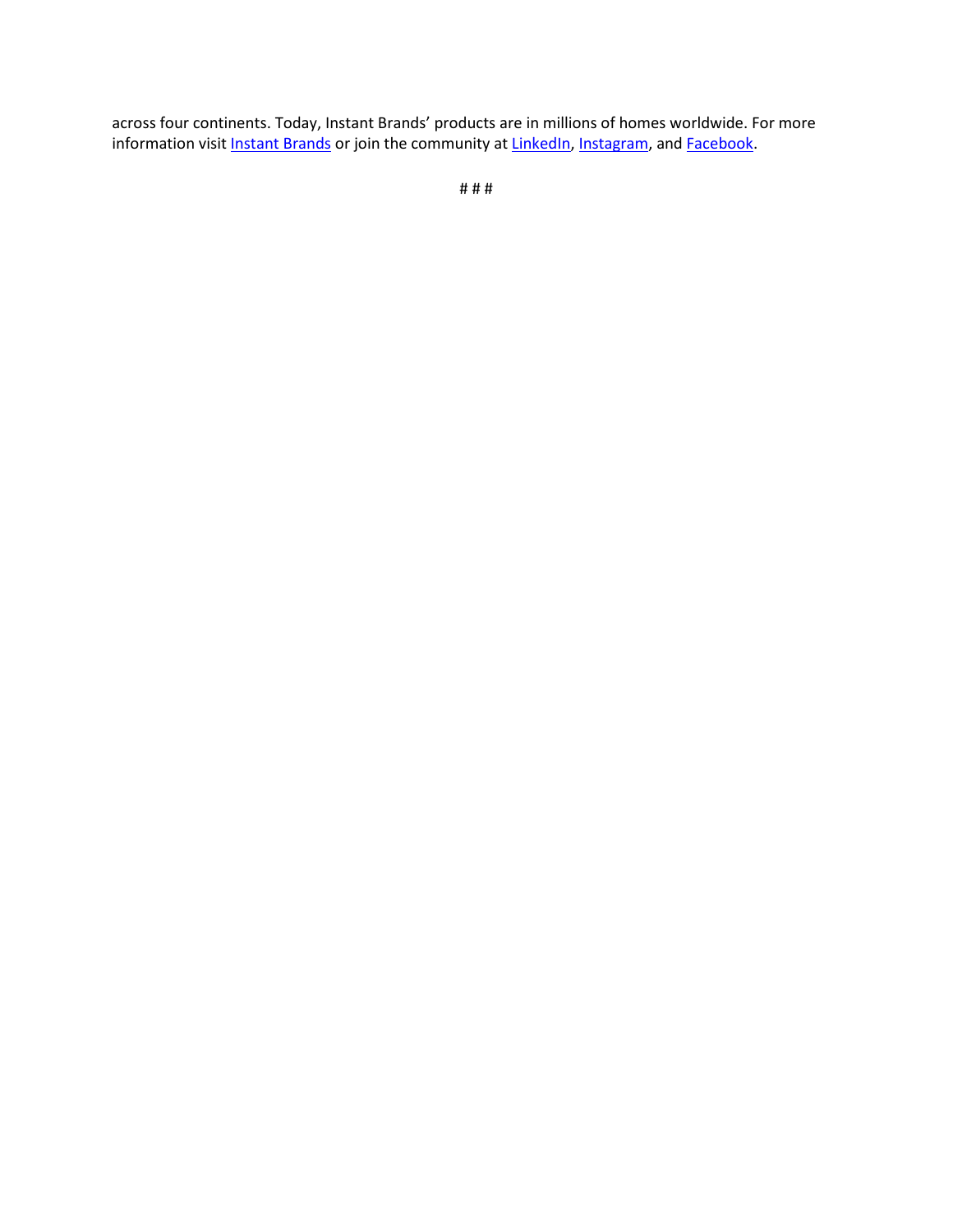across four continents. Today, Instant Brands' products are in millions of homes worldwide. For more information visit Instant Brands or join the community at LinkedIn, Instagram, and Facebook.

# # #